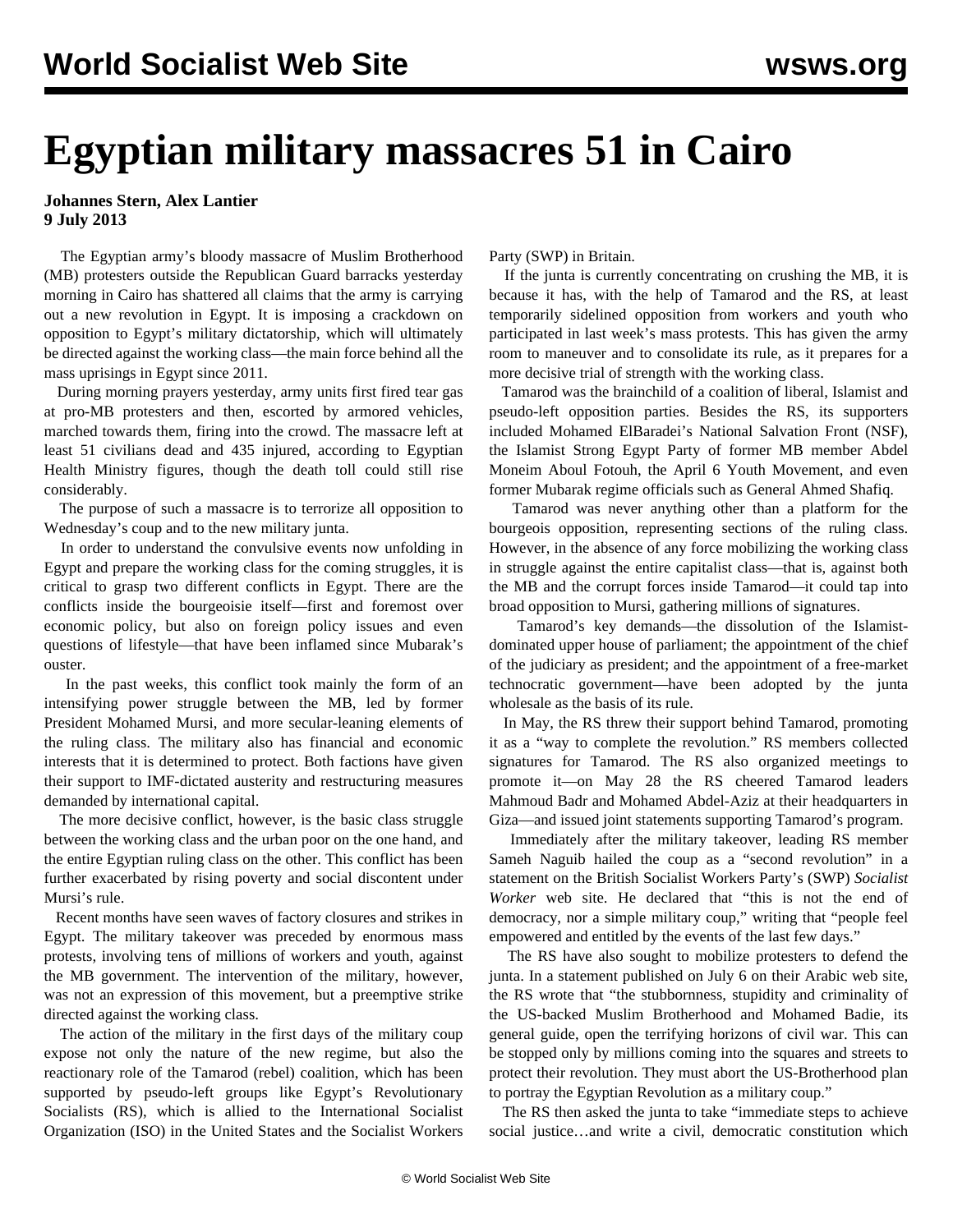# Egyptian military massacres 51 in Cairo

**Johannes Stern, Alex Lantier**
**9 July 2013**

The Egyptian army's bloody massacre of Muslim Brotherhood (MB) protesters outside the Republican Guard barracks yesterday morning in Cairo has shattered all claims that the army is carrying out a new revolution in Egypt. It is imposing a crackdown on opposition to Egypt's military dictatorship, which will ultimately be directed against the working class—the main force behind all the mass uprisings in Egypt since 2011.

During morning prayers yesterday, army units first fired tear gas at pro-MB protesters and then, escorted by armored vehicles, marched towards them, firing into the crowd. The massacre left at least 51 civilians dead and 435 injured, according to Egyptian Health Ministry figures, though the death toll could still rise considerably.

The purpose of such a massacre is to terrorize all opposition to Wednesday's coup and to the new military junta.

In order to understand the convulsive events now unfolding in Egypt and prepare the working class for the coming struggles, it is critical to grasp two different conflicts in Egypt. There are the conflicts inside the bourgeoisie itself—first and foremost over economic policy, but also on foreign policy issues and even questions of lifestyle—that have been inflamed since Mubarak's ouster.

In the past weeks, this conflict took mainly the form of an intensifying power struggle between the MB, led by former President Mohamed Mursi, and more secular-leaning elements of the ruling class. The military also has financial and economic interests that it is determined to protect. Both factions have given their support to IMF-dictated austerity and restructuring measures demanded by international capital.

The more decisive conflict, however, is the basic class struggle between the working class and the urban poor on the one hand, and the entire Egyptian ruling class on the other. This conflict has been further exacerbated by rising poverty and social discontent under Mursi's rule.

Recent months have seen waves of factory closures and strikes in Egypt. The military takeover was preceded by enormous mass protests, involving tens of millions of workers and youth, against the MB government. The intervention of the military, however, was not an expression of this movement, but a preemptive strike directed against the working class.

The action of the military in the first days of the military coup expose not only the nature of the new regime, but also the reactionary role of the Tamarod (rebel) coalition, which has been supported by pseudo-left groups like Egypt's Revolutionary Socialists (RS), which is allied to the International Socialist Organization (ISO) in the United States and the Socialist Workers Party (SWP) in Britain.

If the junta is currently concentrating on crushing the MB, it is because it has, with the help of Tamarod and the RS, at least temporarily sidelined opposition from workers and youth who participated in last week's mass protests. This has given the army room to maneuver and to consolidate its rule, as it prepares for a more decisive trial of strength with the working class.

Tamarod was the brainchild of a coalition of liberal, Islamist and pseudo-left opposition parties. Besides the RS, its supporters included Mohamed ElBaradei's National Salvation Front (NSF), the Islamist Strong Egypt Party of former MB member Abdel Moneim Aboul Fotouh, the April 6 Youth Movement, and even former Mubarak regime officials such as General Ahmed Shafiq.

Tamarod was never anything other than a platform for the bourgeois opposition, representing sections of the ruling class. However, in the absence of any force mobilizing the working class in struggle against the entire capitalist class—that is, against both the MB and the corrupt forces inside Tamarod—it could tap into broad opposition to Mursi, gathering millions of signatures.

Tamarod's key demands—the dissolution of the Islamist-dominated upper house of parliament; the appointment of the chief of the judiciary as president; and the appointment of a free-market technocratic government—have been adopted by the junta wholesale as the basis of its rule.

In May, the RS threw their support behind Tamarod, promoting it as a "way to complete the revolution." RS members collected signatures for Tamarod. The RS also organized meetings to promote it—on May 28 the RS cheered Tamarod leaders Mahmoud Badr and Mohamed Abdel-Aziz at their headquarters in Giza—and issued joint statements supporting Tamarod's program.

Immediately after the military takeover, leading RS member Sameh Naguib hailed the coup as a "second revolution" in a statement on the British Socialist Workers Party's (SWP) *Socialist Worker* web site. He declared that "this is not the end of democracy, nor a simple military coup," writing that "people feel empowered and entitled by the events of the last few days."

The RS have also sought to mobilize protesters to defend the junta. In a statement published on July 6 on their Arabic web site, the RS wrote that "the stubbornness, stupidity and criminality of the US-backed Muslim Brotherhood and Mohamed Badie, its general guide, open the terrifying horizons of civil war. This can be stopped only by millions coming into the squares and streets to protect their revolution. They must abort the US-Brotherhood plan to portray the Egyptian Revolution as a military coup."

The RS then asked the junta to take "immediate steps to achieve social justice…and write a civil, democratic constitution which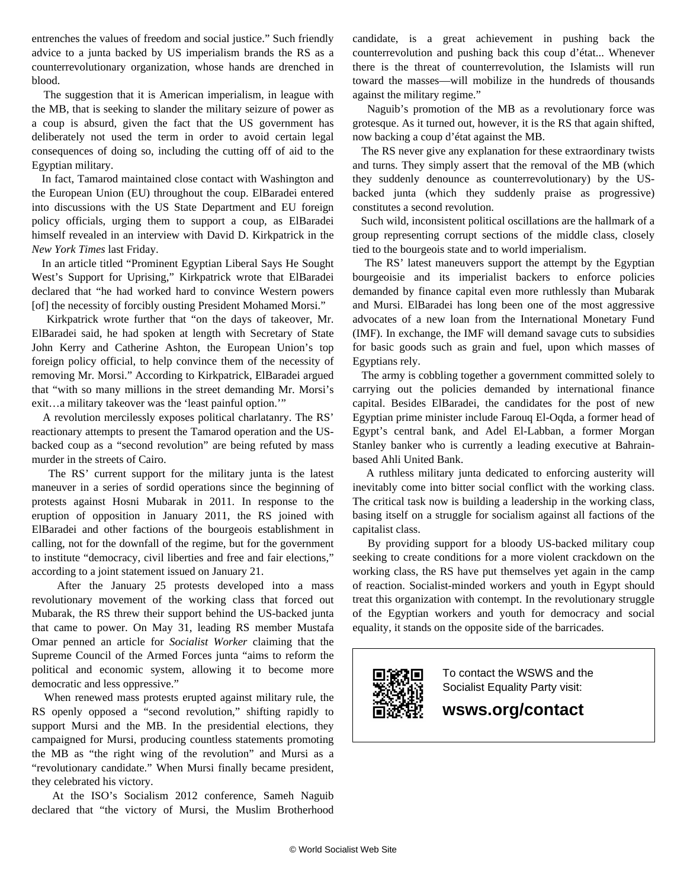entrenches the values of freedom and social justice." Such friendly advice to a junta backed by US imperialism brands the RS as a counterrevolutionary organization, whose hands are drenched in blood.

The suggestion that it is American imperialism, in league with the MB, that is seeking to slander the military seizure of power as a coup is absurd, given the fact that the US government has deliberately not used the term in order to avoid certain legal consequences of doing so, including the cutting off of aid to the Egyptian military.

In fact, Tamarod maintained close contact with Washington and the European Union (EU) throughout the coup. ElBaradei entered into discussions with the US State Department and EU foreign policy officials, urging them to support a coup, as ElBaradei himself revealed in an interview with David D. Kirkpatrick in the *New York Times* last Friday.

In an article titled "Prominent Egyptian Liberal Says He Sought West's Support for Uprising," Kirkpatrick wrote that ElBaradei declared that "he had worked hard to convince Western powers [of] the necessity of forcibly ousting President Mohamed Morsi."

Kirkpatrick wrote further that "on the days of takeover, Mr. ElBaradei said, he had spoken at length with Secretary of State John Kerry and Catherine Ashton, the European Union's top foreign policy official, to help convince them of the necessity of removing Mr. Morsi." According to Kirkpatrick, ElBaradei argued that "with so many millions in the street demanding Mr. Morsi's exit…a military takeover was the 'least painful option.'"

A revolution mercilessly exposes political charlatanry. The RS' reactionary attempts to present the Tamarod operation and the US-backed coup as a "second revolution" are being refuted by mass murder in the streets of Cairo.

The RS' current support for the military junta is the latest maneuver in a series of sordid operations since the beginning of protests against Hosni Mubarak in 2011. In response to the eruption of opposition in January 2011, the RS joined with ElBaradei and other factions of the bourgeois establishment in calling, not for the downfall of the regime, but for the government to institute "democracy, civil liberties and free and fair elections," according to a joint statement issued on January 21.

After the January 25 protests developed into a mass revolutionary movement of the working class that forced out Mubarak, the RS threw their support behind the US-backed junta that came to power. On May 31, leading RS member Mustafa Omar penned an article for *Socialist Worker* claiming that the Supreme Council of the Armed Forces junta "aims to reform the political and economic system, allowing it to become more democratic and less oppressive."

When renewed mass protests erupted against military rule, the RS openly opposed a "second revolution," shifting rapidly to support Mursi and the MB. In the presidential elections, they campaigned for Mursi, producing countless statements promoting the MB as "the right wing of the revolution" and Mursi as a "revolutionary candidate." When Mursi finally became president, they celebrated his victory.

At the ISO's Socialism 2012 conference, Sameh Naguib declared that "the victory of Mursi, the Muslim Brotherhood candidate, is a great achievement in pushing back the counterrevolution and pushing back this coup d'état... Whenever there is the threat of counterrevolution, the Islamists will run toward the masses—will mobilize in the hundreds of thousands against the military regime."

Naguib's promotion of the MB as a revolutionary force was grotesque. As it turned out, however, it is the RS that again shifted, now backing a coup d'état against the MB.

The RS never give any explanation for these extraordinary twists and turns. They simply assert that the removal of the MB (which they suddenly denounce as counterrevolutionary) by the US-backed junta (which they suddenly praise as progressive) constitutes a second revolution.

Such wild, inconsistent political oscillations are the hallmark of a group representing corrupt sections of the middle class, closely tied to the bourgeois state and to world imperialism.

The RS' latest maneuvers support the attempt by the Egyptian bourgeoisie and its imperialist backers to enforce policies demanded by finance capital even more ruthlessly than Mubarak and Mursi. ElBaradei has long been one of the most aggressive advocates of a new loan from the International Monetary Fund (IMF). In exchange, the IMF will demand savage cuts to subsidies for basic goods such as grain and fuel, upon which masses of Egyptians rely.

The army is cobbling together a government committed solely to carrying out the policies demanded by international finance capital. Besides ElBaradei, the candidates for the post of new Egyptian prime minister include Farouq El-Oqda, a former head of Egypt's central bank, and Adel El-Labban, a former Morgan Stanley banker who is currently a leading executive at Bahrain-based Ahli United Bank.

A ruthless military junta dedicated to enforcing austerity will inevitably come into bitter social conflict with the working class. The critical task now is building a leadership in the working class, basing itself on a struggle for socialism against all factions of the capitalist class.

By providing support for a bloody US-backed military coup seeking to create conditions for a more violent crackdown on the working class, the RS have put themselves yet again in the camp of reaction. Socialist-minded workers and youth in Egypt should treat this organization with contempt. In the revolutionary struggle of the Egyptian workers and youth for democracy and social equality, it stands on the opposite side of the barricades.

To contact the WSWS and the Socialist Equality Party visit:

**wsws.org/contact**